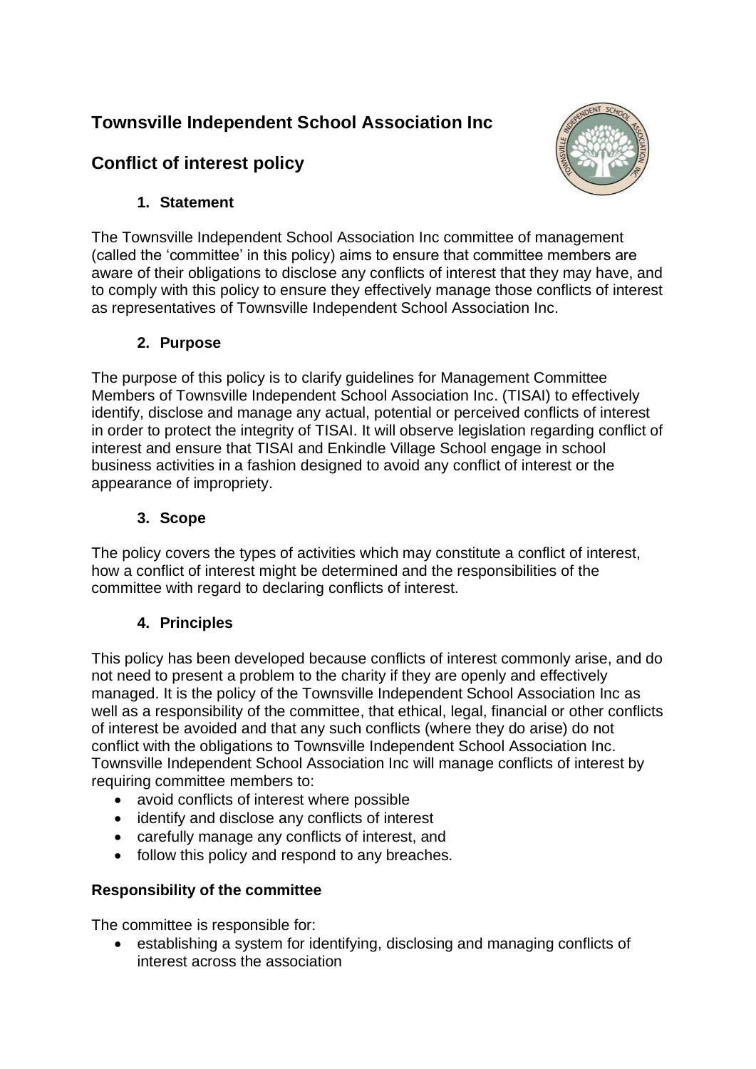# Townsville Independent School Association Inc

## Conflict of interest policy

### 1. Statement

The Townsville Independent School Association Inc committee of management (called the 'committee' in this policy) aims to ensure that committee members are aware of their obligations to disclose any conflicts of interest that they may have, and to comply with this policy to ensure they effectively manage those conflicts of interest as representatives of Townsville Independent School Association Inc.

### 2. Purpose

The purpose of this policy is to clarify guidelines for Management Committee Members of Townsville Independent School Association Inc. (TISAI) to effectively identify, disclose and manage any actual, potential or perceived conflicts of interest in order to protect the integrity of TISAI. It will observe legislation regarding conflict of interest and ensure that TISAI and Enkindle Village School engage in school business activities in a fashion designed to avoid any conflict of interest or the appearance of impropriety.

### 3. Scope

The policy covers the types of activities which may constitute a conflict of interest, how a conflict of interest might be determined and the responsibilities of the committee with regard to declaring conflicts of interest.

### 4. Principles

This policy has been developed because conflicts of interest commonly arise, and do not need to present a problem to the charity if they are openly and effectively managed. It is the policy of the Townsville Independent School Association Inc as well as a responsibility of the committee, that ethical, legal, financial or other conflicts of interest be avoided and that any such conflicts (where they do arise) do not conflict with the obligations to Townsville Independent School Association Inc. Townsville Independent School Association Inc will manage conflicts of interest by requiring committee members to:

- avoid conflicts of interest where possible
- identify and disclose any conflicts of interest
- carefully manage any conflicts of interest, and
- follow this policy and respond to any breaches.

**Responsibility of the committee**

The committee is responsible for:

- establishing a system for identifying, disclosing and managing conflicts of interest across the association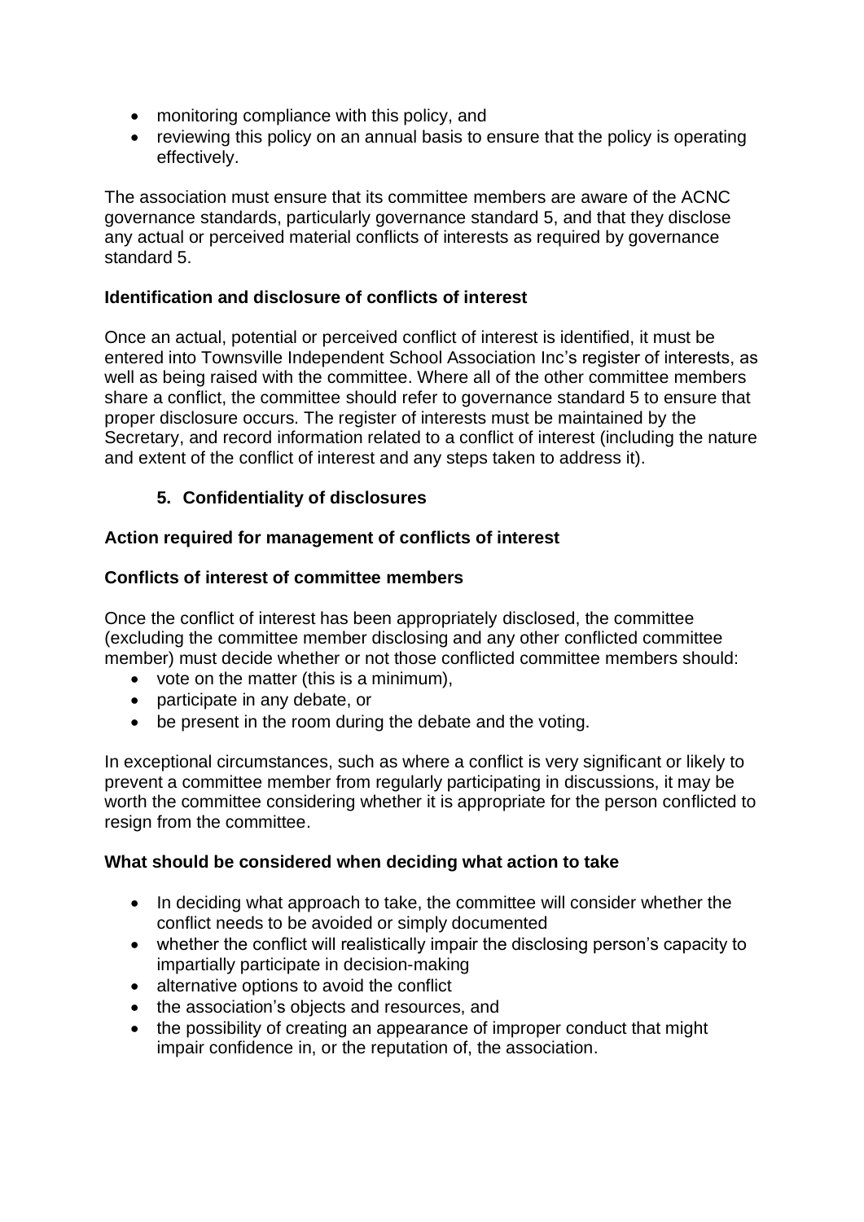- monitoring compliance with this policy, and
- reviewing this policy on an annual basis to ensure that the policy is operating effectively.

The association must ensure that its committee members are aware of the ACNC governance standards, particularly governance standard 5, and that they disclose any actual or perceived material conflicts of interests as required by governance standard 5.

**Identification and disclosure of conflicts of interest**

Once an actual, potential or perceived conflict of interest is identified, it must be entered into Townsville Independent School Association Inc's register of interests, as well as being raised with the committee. Where all of the other committee members share a conflict, the committee should refer to governance standard 5 to ensure that proper disclosure occurs. The register of interests must be maintained by the Secretary, and record information related to a conflict of interest (including the nature and extent of the conflict of interest and any steps taken to address it).

## 5. Confidentiality of disclosures

**Action required for management of conflicts of interest**

**Conflicts of interest of committee members**

Once the conflict of interest has been appropriately disclosed, the committee (excluding the committee member disclosing and any other conflicted committee member) must decide whether or not those conflicted committee members should:

- vote on the matter (this is a minimum),
- participate in any debate, or
- be present in the room during the debate and the voting.

In exceptional circumstances, such as where a conflict is very significant or likely to prevent a committee member from regularly participating in discussions, it may be worth the committee considering whether it is appropriate for the person conflicted to resign from the committee.

**What should be considered when deciding what action to take**

- In deciding what approach to take, the committee will consider whether the conflict needs to be avoided or simply documented
- whether the conflict will realistically impair the disclosing person's capacity to impartially participate in decision-making
- alternative options to avoid the conflict
- the association's objects and resources, and
- the possibility of creating an appearance of improper conduct that might impair confidence in, or the reputation of, the association.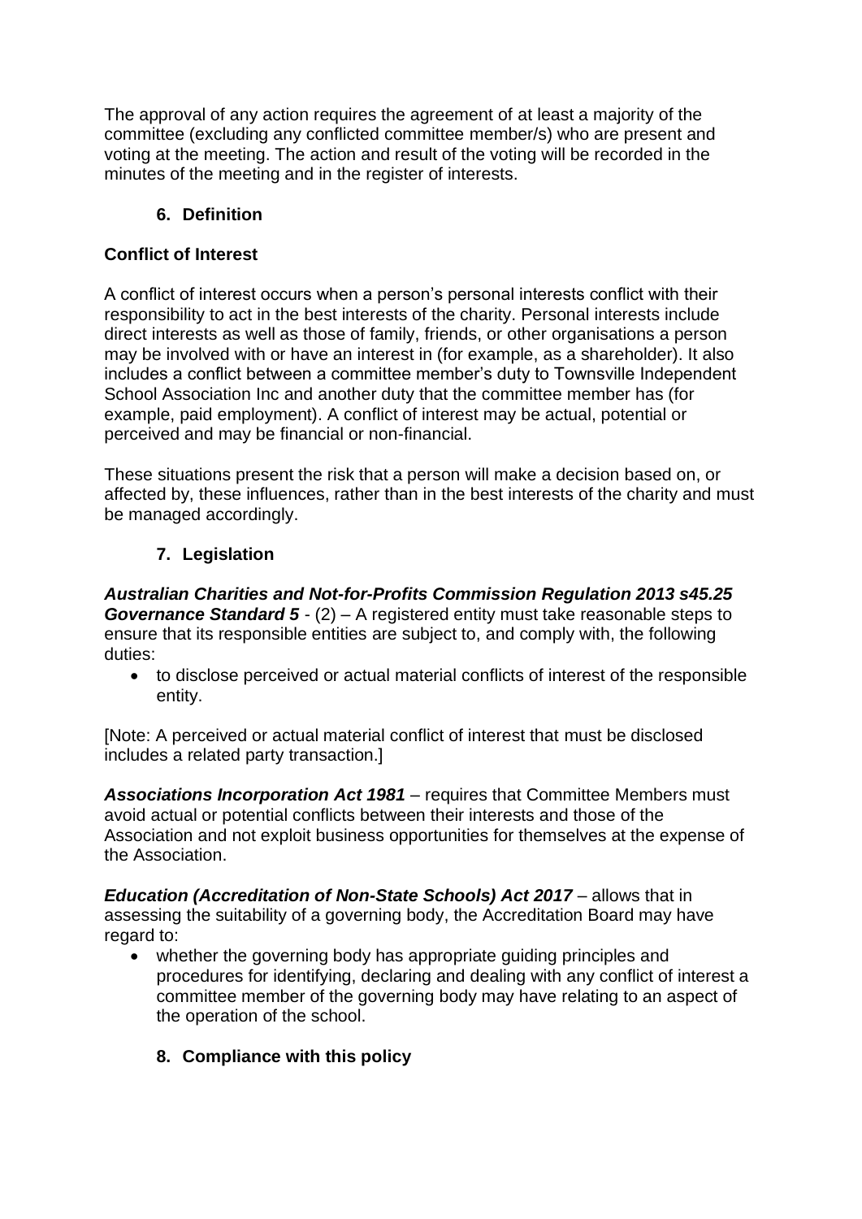The approval of any action requires the agreement of at least a majority of the committee (excluding any conflicted committee member/s) who are present and voting at the meeting. The action and result of the voting will be recorded in the minutes of the meeting and in the register of interests.

## 6. Definition

### Conflict of Interest

A conflict of interest occurs when a person's personal interests conflict with their responsibility to act in the best interests of the charity. Personal interests include direct interests as well as those of family, friends, or other organisations a person may be involved with or have an interest in (for example, as a shareholder). It also includes a conflict between a committee member's duty to Townsville Independent School Association Inc and another duty that the committee member has (for example, paid employment). A conflict of interest may be actual, potential or perceived and may be financial or non-financial.

These situations present the risk that a person will make a decision based on, or affected by, these influences, rather than in the best interests of the charity and must be managed accordingly.

## 7. Legislation

***Australian Charities and Not-for-Profits Commission Regulation 2013 s45.25 Governance Standard 5*** - (2) – A registered entity must take reasonable steps to ensure that its responsible entities are subject to, and comply with, the following duties:

- to disclose perceived or actual material conflicts of interest of the responsible entity.

[Note: A perceived or actual material conflict of interest that must be disclosed includes a related party transaction.]

***Associations Incorporation Act 1981*** – requires that Committee Members must avoid actual or potential conflicts between their interests and those of the Association and not exploit business opportunities for themselves at the expense of the Association.

***Education (Accreditation of Non-State Schools) Act 2017*** – allows that in assessing the suitability of a governing body, the Accreditation Board may have regard to:

- whether the governing body has appropriate guiding principles and procedures for identifying, declaring and dealing with any conflict of interest a committee member of the governing body may have relating to an aspect of the operation of the school.

## 8. Compliance with this policy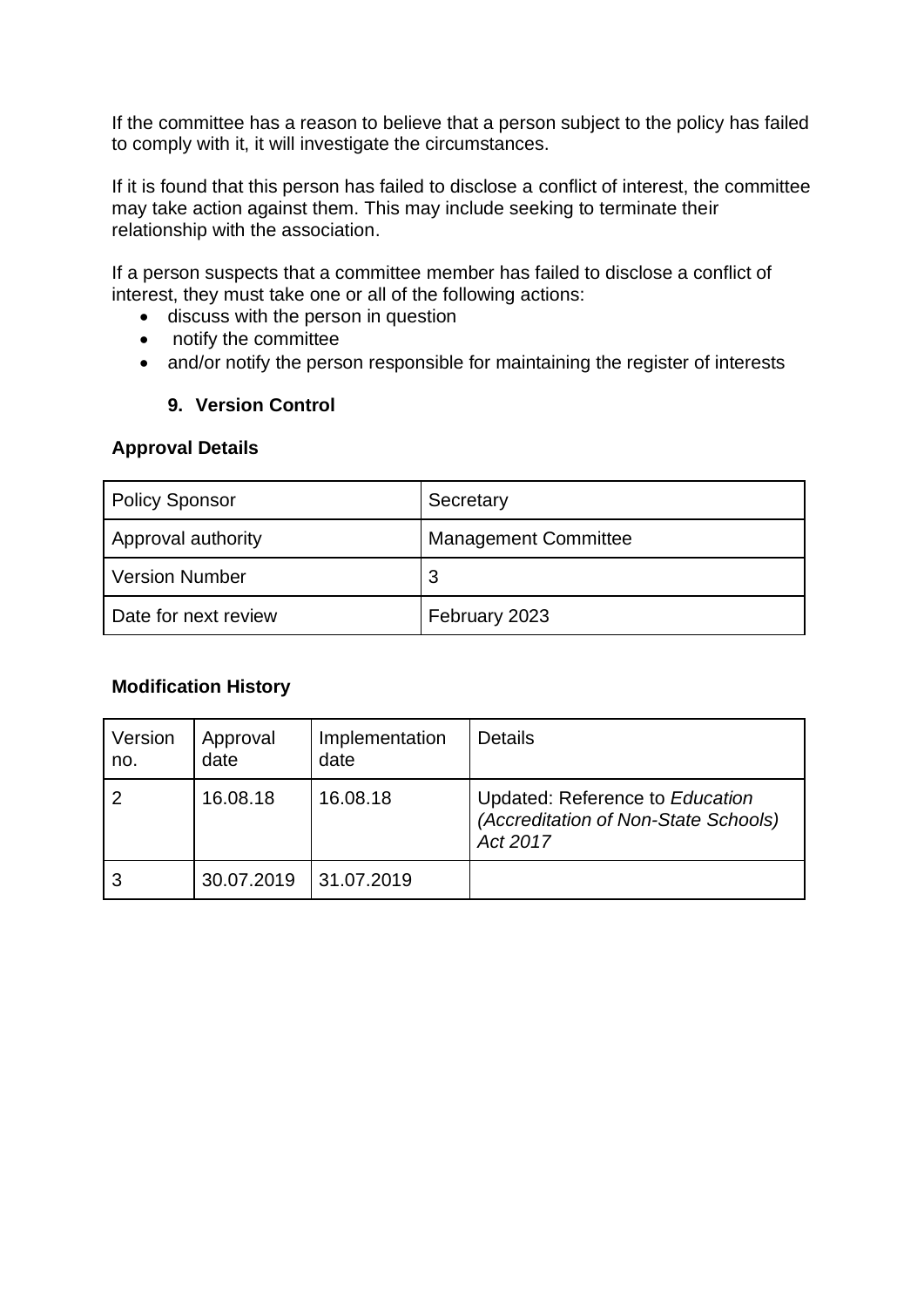If the committee has a reason to believe that a person subject to the policy has failed to comply with it, it will investigate the circumstances.

If it is found that this person has failed to disclose a conflict of interest, the committee may take action against them. This may include seeking to terminate their relationship with the association.

If a person suspects that a committee member has failed to disclose a conflict of interest, they must take one or all of the following actions:

- discuss with the person in question
- notify the committee
- and/or notify the person responsible for maintaining the register of interests

## 9. Version Control

**Approval Details**

| Policy Sponsor | Secretary |
|---|---|
| Approval authority | Management Committee |
| Version Number | 3 |
| Date for next review | February 2023 |

**Modification History**

| Version no. | Approval date | Implementation date | Details |
|---|---|---|---|
| 2 | 16.08.18 | 16.08.18 | Updated: Reference to *Education (Accreditation of Non-State Schools) Act 2017* |
| 3 | 30.07.2019 | 31.07.2019 | |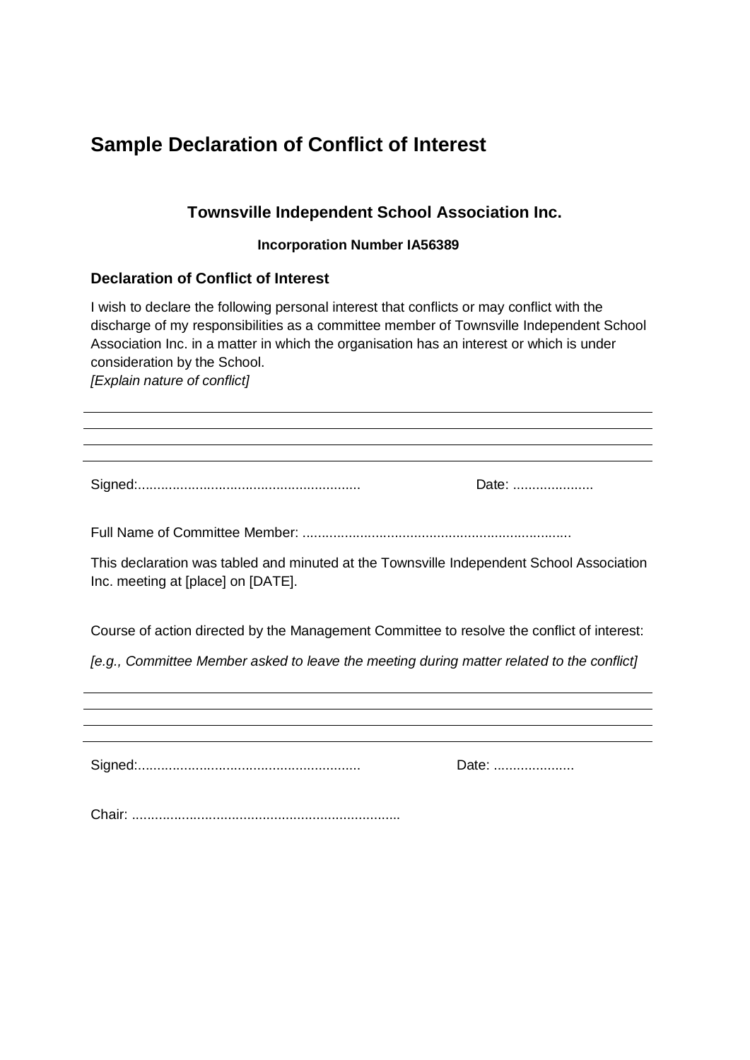# Sample Declaration of Conflict of Interest

## Townsville Independent School Association Inc.

**Incorporation Number IA56389**

### Declaration of Conflict of Interest

I wish to declare the following personal interest that conflicts or may conflict with the discharge of my responsibilities as a committee member of Townsville Independent School Association Inc. in a matter in which the organisation has an interest or which is under consideration by the School.
*[Explain nature of conflict]*

---

---

---

---

Signed:.........................................................  Date: .....................

Full Name of Committee Member: ......................................................................

This declaration was tabled and minuted at the Townsville Independent School Association Inc. meeting at [place] on [DATE].

Course of action directed by the Management Committee to resolve the conflict of interest:

*[e.g., Committee Member asked to leave the meeting during matter related to the conflict]*

---

---

---

---

Signed:.........................................................  Date: .....................

Chair: ......................................................................